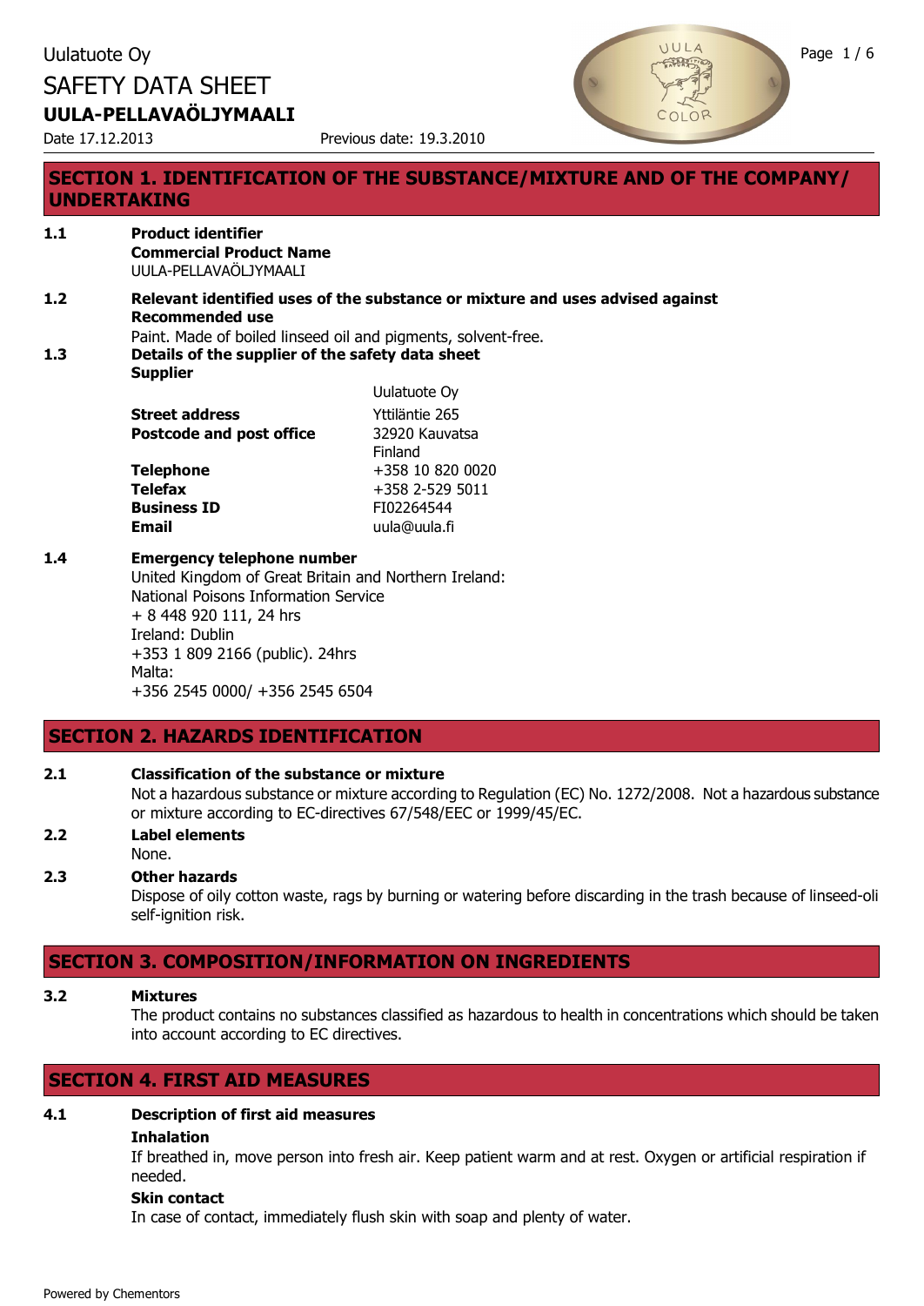Uulatuote Oy

# SAFETY DATA SHEET

**UULA-PELLAVAÖLJYMAALI**

Date 17.12.2013 Previous date: 19.3.2010

## SECTION 1. IDENTIFICATION OF THE SUBSTANCE/MIXTURE AND OF THE COMPANY/UNDERTAKING

**1.1 Product identifier**

**Commercial Product Name**

UULA-PELLAVAÖLJYMAALI

**1.2 Relevant identified uses of the substance or mixture and uses advised against**

**Recommended use**

Paint. Made of boiled linseed oil and pigments, solvent-free.

**1.3 Details of the supplier of the safety data sheet**

**Supplier**

| | |
|---|---|
| | Uulatuote Oy |
| **Street address** | Yttiläntie 265 |
| **Postcode and post office** | 32920 Kauvatsa<br>Finland |
| **Telephone** | +358 10 820 0020 |
| **Telefax** | +358 2-529 5011 |
| **Business ID** | FI02264544 |
| **Email** | uula@uula.fi |

**1.4 Emergency telephone number**

United Kingdom of Great Britain and Northern Ireland:
National Poisons Information Service
+ 8 448 920 111, 24 hrs
Ireland: Dublin
+353 1 809 2166 (public). 24hrs
Malta:
+356 2545 0000/ +356 2545 6504

## SECTION 2. HAZARDS IDENTIFICATION

**2.1 Classification of the substance or mixture**

Not a hazardous substance or mixture according to Regulation (EC) No. 1272/2008. Not a hazardous substance or mixture according to EC-directives 67/548/EEC or 1999/45/EC.

**2.2 Label elements**

None.

**2.3 Other hazards**

Dispose of oily cotton waste, rags by burning or watering before discarding in the trash because of linseed-oli self-ignition risk.

## SECTION 3. COMPOSITION/INFORMATION ON INGREDIENTS

**3.2 Mixtures**

The product contains no substances classified as hazardous to health in concentrations which should be taken into account according to EC directives.

## SECTION 4. FIRST AID MEASURES

**4.1 Description of first aid measures**

**Inhalation**

If breathed in, move person into fresh air. Keep patient warm and at rest. Oxygen or artificial respiration if needed.

**Skin contact**

In case of contact, immediately flush skin with soap and plenty of water.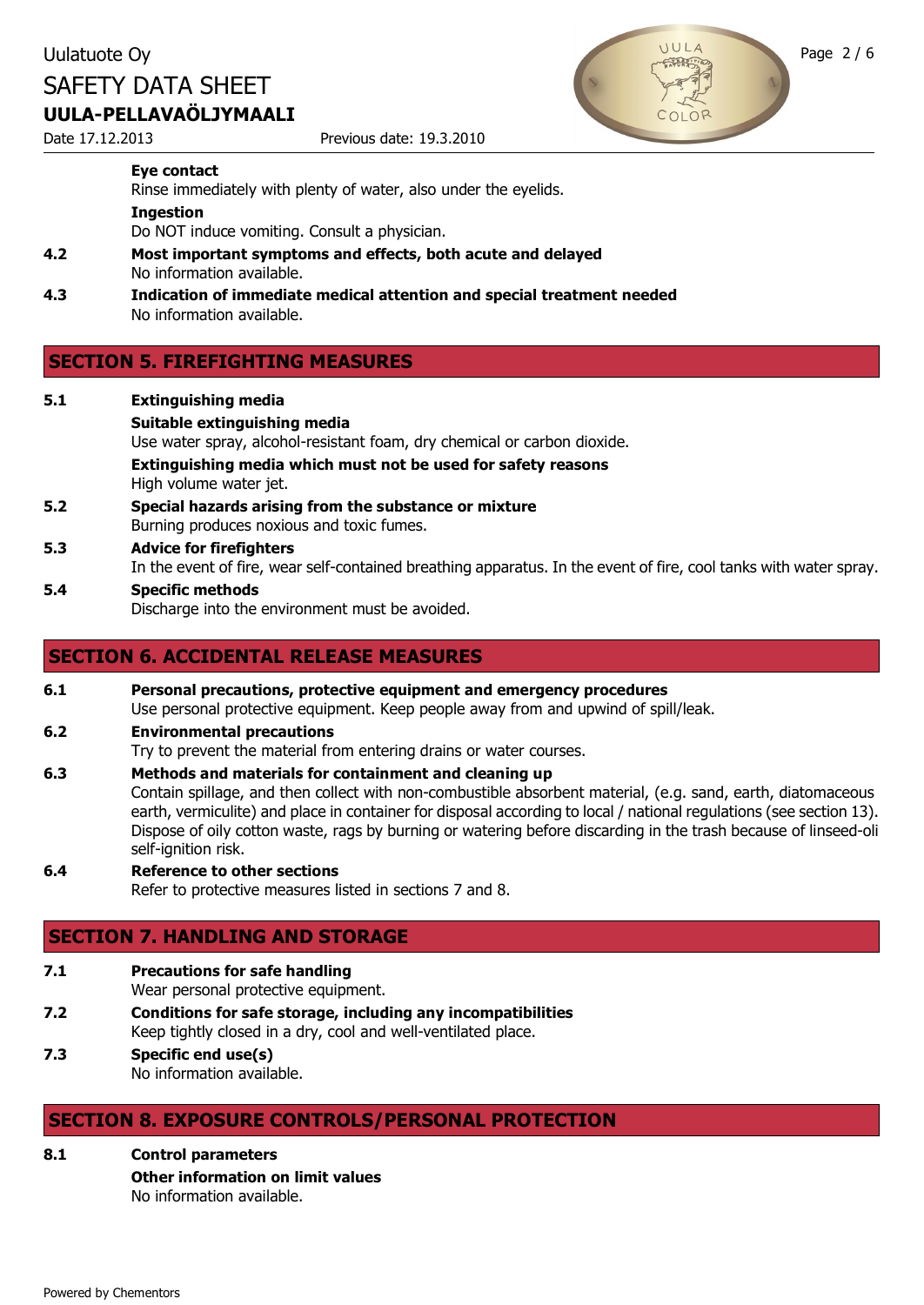**Eye contact**

Rinse immediately with plenty of water, also under the eyelids.

**Ingestion**

Do NOT induce vomiting. Consult a physician.

**4.2 Most important symptoms and effects, both acute and delayed**

No information available.

**4.3 Indication of immediate medical attention and special treatment needed**

No information available.

## SECTION 5. FIREFIGHTING MEASURES

**5.1 Extinguishing media**

**Suitable extinguishing media**

Use water spray, alcohol-resistant foam, dry chemical or carbon dioxide.

**Extinguishing media which must not be used for safety reasons**

High volume water jet.

**5.2 Special hazards arising from the substance or mixture**

Burning produces noxious and toxic fumes.

**5.3 Advice for firefighters**

In the event of fire, wear self-contained breathing apparatus. In the event of fire, cool tanks with water spray.

**5.4 Specific methods**

Discharge into the environment must be avoided.

## SECTION 6. ACCIDENTAL RELEASE MEASURES

**6.1 Personal precautions, protective equipment and emergency procedures**

Use personal protective equipment. Keep people away from and upwind of spill/leak.

**6.2 Environmental precautions**

Try to prevent the material from entering drains or water courses.

**6.3 Methods and materials for containment and cleaning up**

Contain spillage, and then collect with non-combustible absorbent material, (e.g. sand, earth, diatomaceous earth, vermiculite) and place in container for disposal according to local / national regulations (see section 13). Dispose of oily cotton waste, rags by burning or watering before discarding in the trash because of linseed-oli self-ignition risk.

**6.4 Reference to other sections**

Refer to protective measures listed in sections 7 and 8.

## SECTION 7. HANDLING AND STORAGE

**7.1 Precautions for safe handling**

Wear personal protective equipment.

**7.2 Conditions for safe storage, including any incompatibilities**

Keep tightly closed in a dry, cool and well-ventilated place.

**7.3 Specific end use(s)**

No information available.

## SECTION 8. EXPOSURE CONTROLS/PERSONAL PROTECTION

**8.1 Control parameters**

**Other information on limit values**

No information available.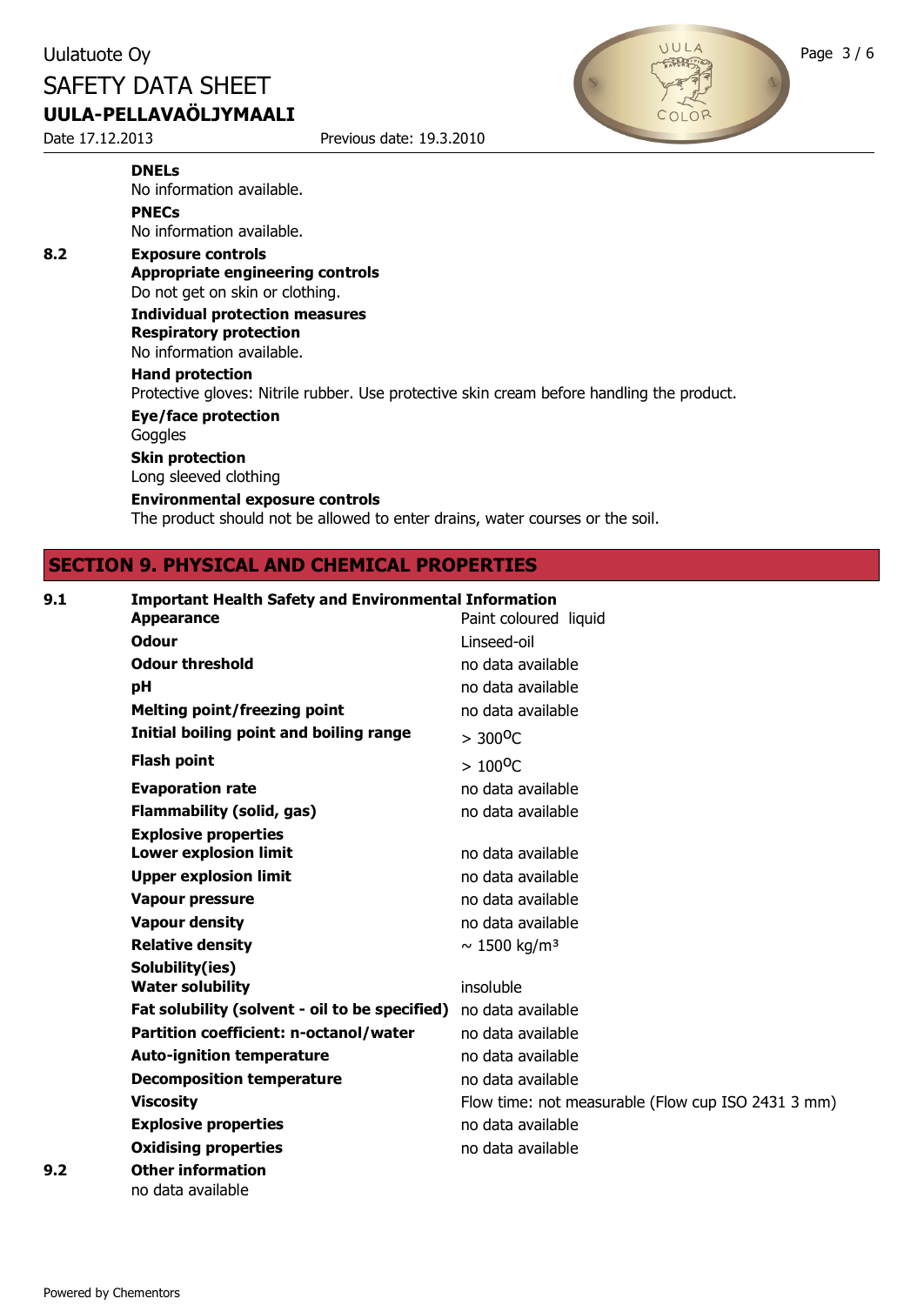**DNELs**
No information available.

**PNECs**
No information available.

**8.2 Exposure controls**

**Appropriate engineering controls**
Do not get on skin or clothing.

**Individual protection measures**

**Respiratory protection**
No information available.

**Hand protection**
Protective gloves: Nitrile rubber. Use protective skin cream before handling the product.

**Eye/face protection**
Goggles

**Skin protection**
Long sleeved clothing

**Environmental exposure controls**
The product should not be allowed to enter drains, water courses or the soil.

## SECTION 9. PHYSICAL AND CHEMICAL PROPERTIES

**9.1 Important Health Safety and Environmental Information**

| Property | Value |
|---|---|
| **Appearance** | Paint coloured liquid |
| **Odour** | Linseed-oil |
| **Odour threshold** | no data available |
| **pH** | no data available |
| **Melting point/freezing point** | no data available |
| **Initial boiling point and boiling range** | > 300 $^{o}$C |
| **Flash point** | > 100 $^{o}$C |
| **Evaporation rate** | no data available |
| **Flammability (solid, gas)** | no data available |
| **Explosive properties** | |
| **Lower explosion limit** | no data available |
| **Upper explosion limit** | no data available |
| **Vapour pressure** | no data available |
| **Vapour density** | no data available |
| **Relative density** | ~ 1500 kg/m³ |
| **Solubility(ies)** | |
| **Water solubility** | insoluble |
| **Fat solubility (solvent - oil to be specified)** | no data available |
| **Partition coefficient: n-octanol/water** | no data available |
| **Auto-ignition temperature** | no data available |
| **Decomposition temperature** | no data available |
| **Viscosity** | Flow time: not measurable (Flow cup ISO 2431 3 mm) |
| **Explosive properties** | no data available |
| **Oxidising properties** | no data available |

**9.2 Other information**
no data available

Powered by Chementors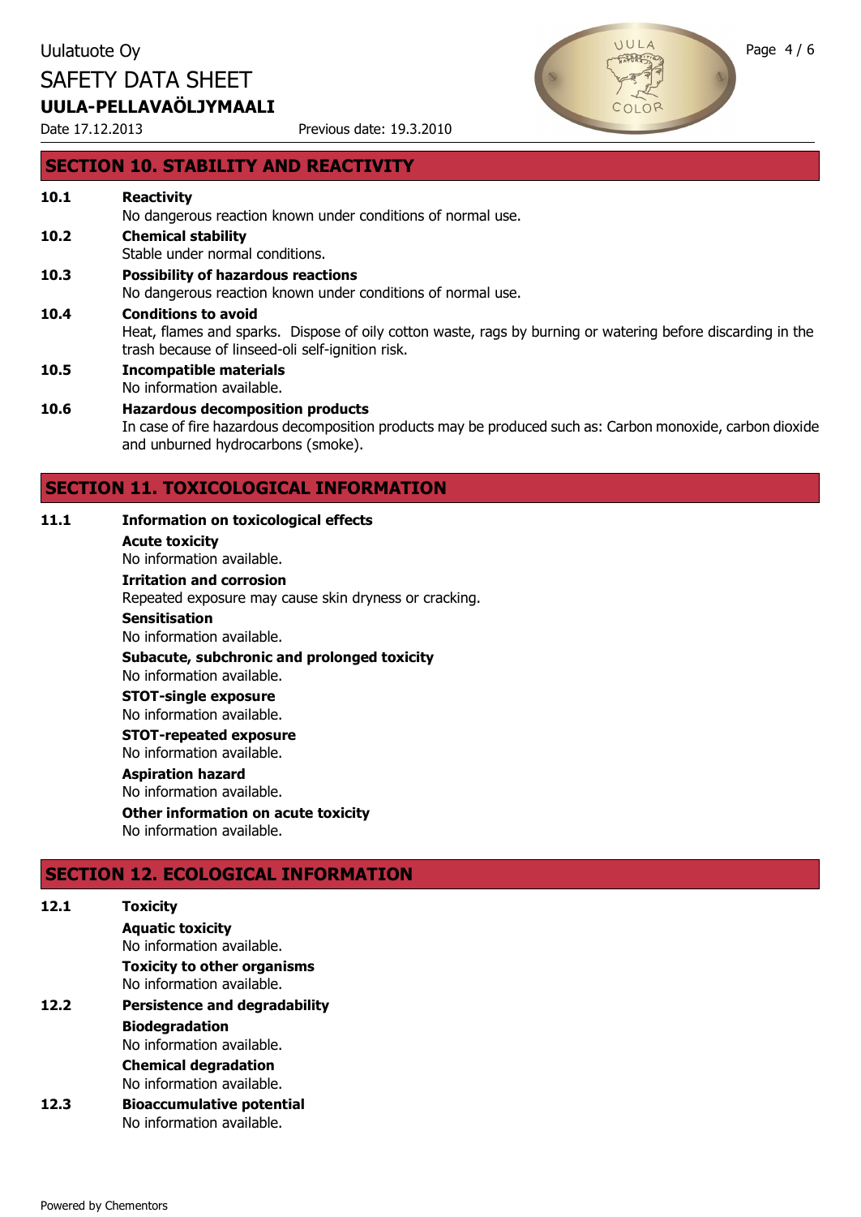## SECTION 10. STABILITY AND REACTIVITY

**10.1 Reactivity**

No dangerous reaction known under conditions of normal use.

**10.2 Chemical stability**

Stable under normal conditions.

**10.3 Possibility of hazardous reactions**

No dangerous reaction known under conditions of normal use.

**10.4 Conditions to avoid**

Heat, flames and sparks. Dispose of oily cotton waste, rags by burning or watering before discarding in the trash because of linseed-oli self-ignition risk.

**10.5 Incompatible materials**

No information available.

**10.6 Hazardous decomposition products**

In case of fire hazardous decomposition products may be produced such as: Carbon monoxide, carbon dioxide and unburned hydrocarbons (smoke).

## SECTION 11. TOXICOLOGICAL INFORMATION

**11.1 Information on toxicological effects**

**Acute toxicity**

No information available.

**Irritation and corrosion**

Repeated exposure may cause skin dryness or cracking.

**Sensitisation**

No information available.

**Subacute, subchronic and prolonged toxicity**

No information available.

**STOT-single exposure**

No information available.

**STOT-repeated exposure**

No information available.

**Aspiration hazard**

No information available.

**Other information on acute toxicity**

No information available.

## SECTION 12. ECOLOGICAL INFORMATION

**12.1 Toxicity**

**Aquatic toxicity**

No information available.

**Toxicity to other organisms**

No information available.

**12.2 Persistence and degradability**

**Biodegradation**

No information available.

**Chemical degradation**

No information available.

**12.3 Bioaccumulative potential**

No information available.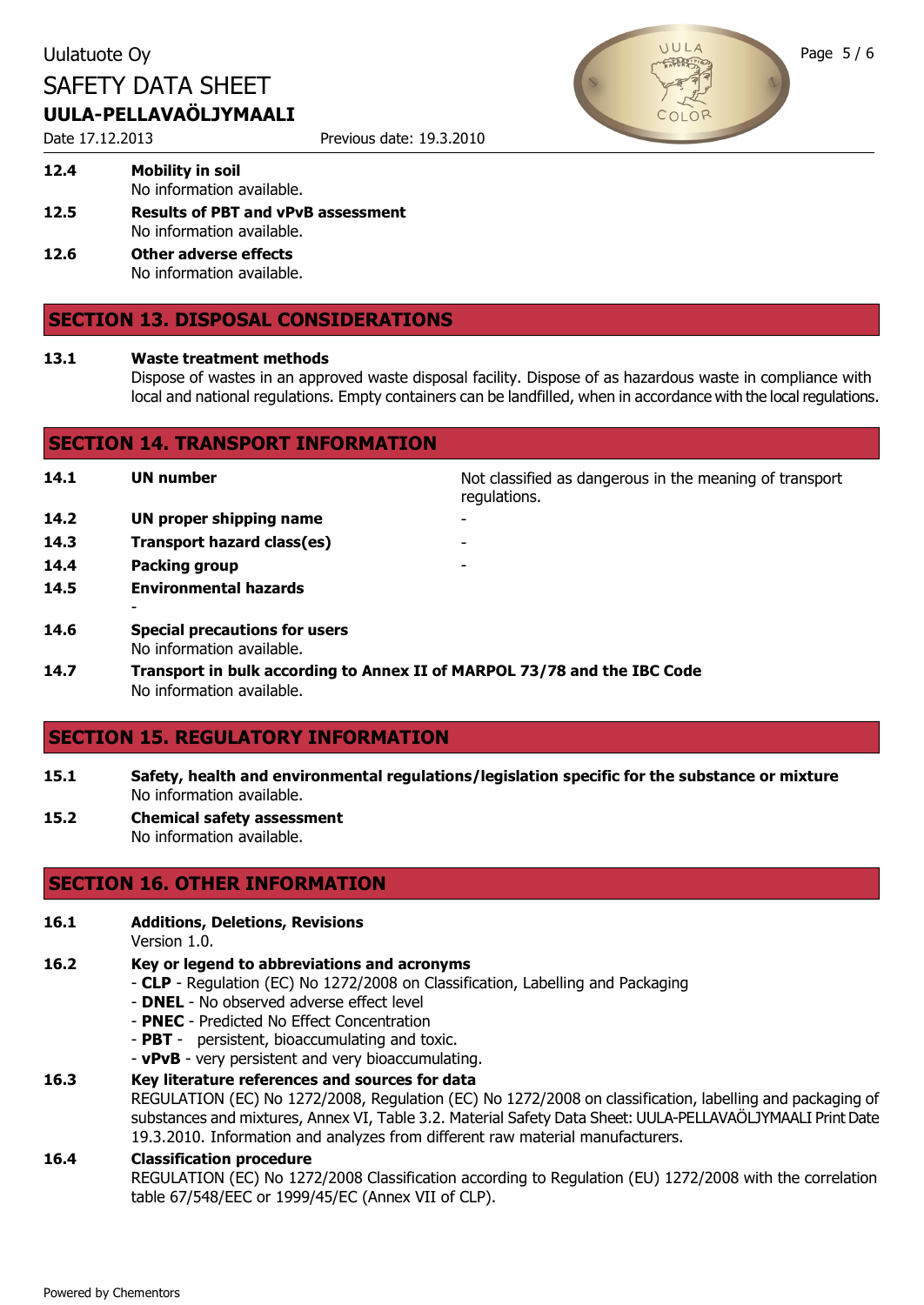**12.4 Mobility in soil**

No information available.

**12.5 Results of PBT and vPvB assessment**

No information available.

**12.6 Other adverse effects**

No information available.

## SECTION 13. DISPOSAL CONSIDERATIONS

**13.1 Waste treatment methods**

Dispose of wastes in an approved waste disposal facility. Dispose of as hazardous waste in compliance with local and national regulations. Empty containers can be landfilled, when in accordance with the local regulations.

## SECTION 14. TRANSPORT INFORMATION

| | | |
|---|---|---|
| **14.1** | **UN number** | Not classified as dangerous in the meaning of transport regulations. |
| **14.2** | **UN proper shipping name** | - |
| **14.3** | **Transport hazard class(es)** | - |
| **14.4** | **Packing group** | - |

**14.5 Environmental hazards**

-

**14.6 Special precautions for users**

No information available.

**14.7 Transport in bulk according to Annex II of MARPOL 73/78 and the IBC Code**

No information available.

## SECTION 15. REGULATORY INFORMATION

**15.1 Safety, health and environmental regulations/legislation specific for the substance or mixture**

No information available.

**15.2 Chemical safety assessment**

No information available.

## SECTION 16. OTHER INFORMATION

**16.1 Additions, Deletions, Revisions**

Version 1.0.

**16.2 Key or legend to abbreviations and acronyms**

- **CLP** - Regulation (EC) No 1272/2008 on Classification, Labelling and Packaging
- **DNEL** - No observed adverse effect level
- **PNEC** - Predicted No Effect Concentration
- **PBT** - persistent, bioaccumulating and toxic.
- **vPvB** - very persistent and very bioaccumulating.

**16.3 Key literature references and sources for data**

REGULATION (EC) No 1272/2008, Regulation (EC) No 1272/2008 on classification, labelling and packaging of substances and mixtures, Annex VI, Table 3.2. Material Safety Data Sheet: UULA-PELLAVAÖLJYMAALI Print Date 19.3.2010. Information and analyzes from different raw material manufacturers.

**16.4 Classification procedure**

REGULATION (EC) No 1272/2008 Classification according to Regulation (EU) 1272/2008 with the correlation table 67/548/EEC or 1999/45/EC (Annex VII of CLP).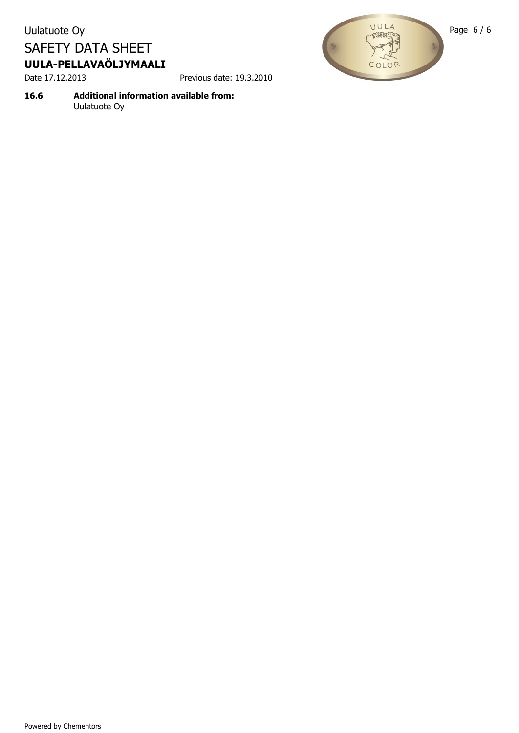**16.6 Additional information available from:**

Uulatuote Oy